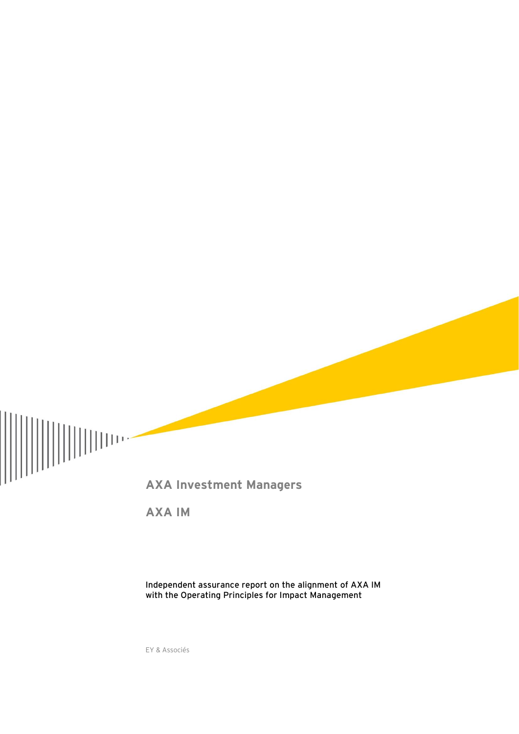# AXA Investment Managers

## AXA IM

Independent assurance report on the alignment of AXA IM with the Operating Principles for Impact Management

EY & Associés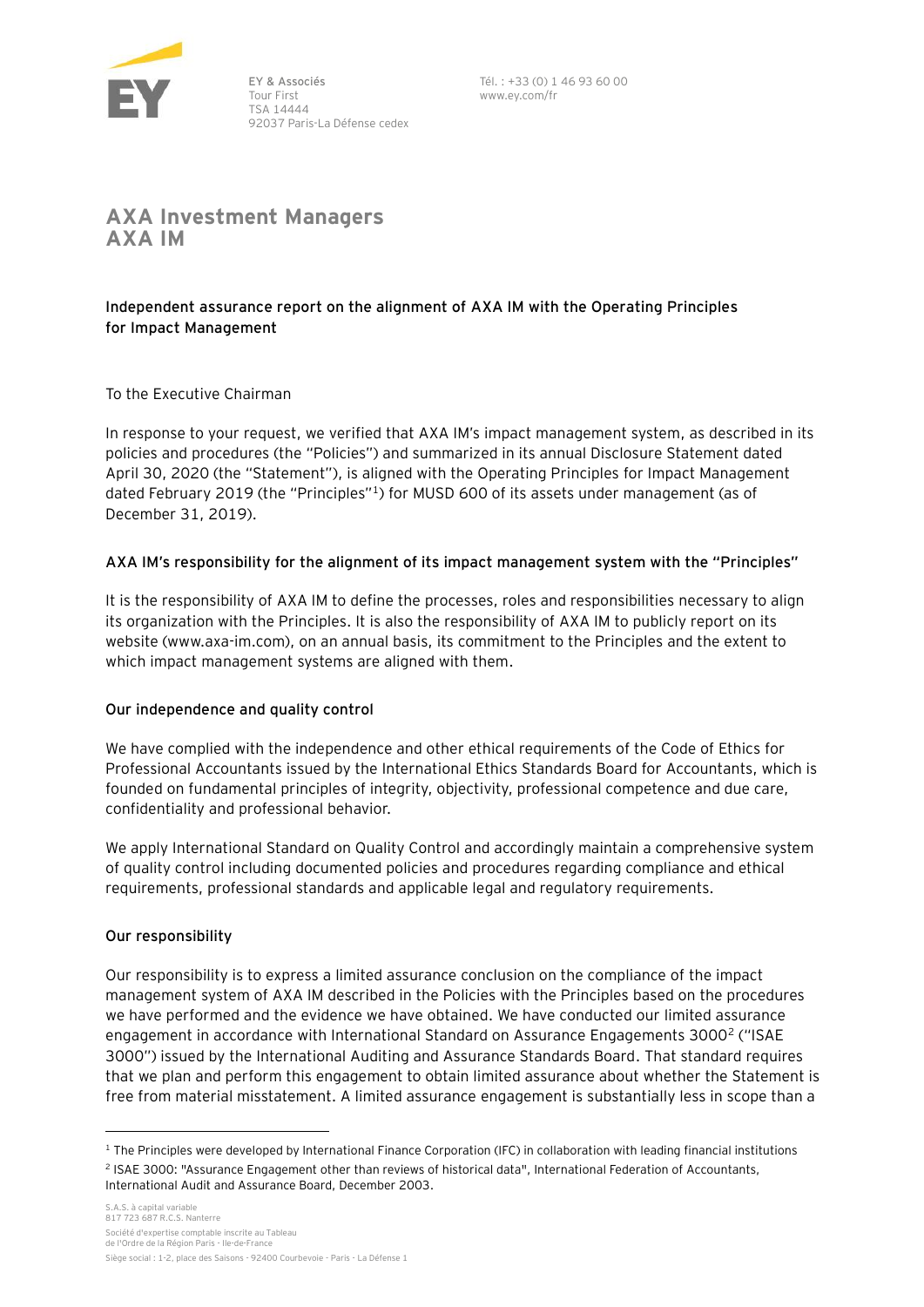EY & Associés
Tour First
TSA 14444
92037 Paris-La Défense cedex

Tél. : +33 (0) 1 46 93 60 00
www.ey.com/fr

# AXA Investment Managers
# AXA IM

## Independent assurance report on the alignment of AXA IM with the Operating Principles for Impact Management

To the Executive Chairman

In response to your request, we verified that AXA IM's impact management system, as described in its policies and procedures (the "Policies") and summarized in its annual Disclosure Statement dated April 30, 2020 (the "Statement"), is aligned with the Operating Principles for Impact Management dated February 2019 (the "Principles"[1]) for MUSD 600 of its assets under management (as of December 31, 2019).

### AXA IM's responsibility for the alignment of its impact management system with the "Principles"

It is the responsibility of AXA IM to define the processes, roles and responsibilities necessary to align its organization with the Principles. It is also the responsibility of AXA IM to publicly report on its website (www.axa-im.com), on an annual basis, its commitment to the Principles and the extent to which impact management systems are aligned with them.

### Our independence and quality control

We have complied with the independence and other ethical requirements of the Code of Ethics for Professional Accountants issued by the International Ethics Standards Board for Accountants, which is founded on fundamental principles of integrity, objectivity, professional competence and due care, confidentiality and professional behavior.

We apply International Standard on Quality Control and accordingly maintain a comprehensive system of quality control including documented policies and procedures regarding compliance and ethical requirements, professional standards and applicable legal and regulatory requirements.

### Our responsibility

Our responsibility is to express a limited assurance conclusion on the compliance of the impact management system of AXA IM described in the Policies with the Principles based on the procedures we have performed and the evidence we have obtained. We have conducted our limited assurance engagement in accordance with International Standard on Assurance Engagements 3000[2] ("ISAE 3000") issued by the International Auditing and Assurance Standards Board. That standard requires that we plan and perform this engagement to obtain limited assurance about whether the Statement is free from material misstatement. A limited assurance engagement is substantially less in scope than a

[1] The Principles were developed by International Finance Corporation (IFC) in collaboration with leading financial institutions

[2] ISAE 3000: "Assurance Engagement other than reviews of historical data", International Federation of Accountants, International Audit and Assurance Board, December 2003.

S.A.S. à capital variable
817 723 687 R.C.S. Nanterre
Société d'expertise comptable inscrite au Tableau de l'Ordre de la Région Paris - Ile-de-France
Siège social : 1-2, place des Saisons - 92400 Courbevoie - Paris - La Défense 1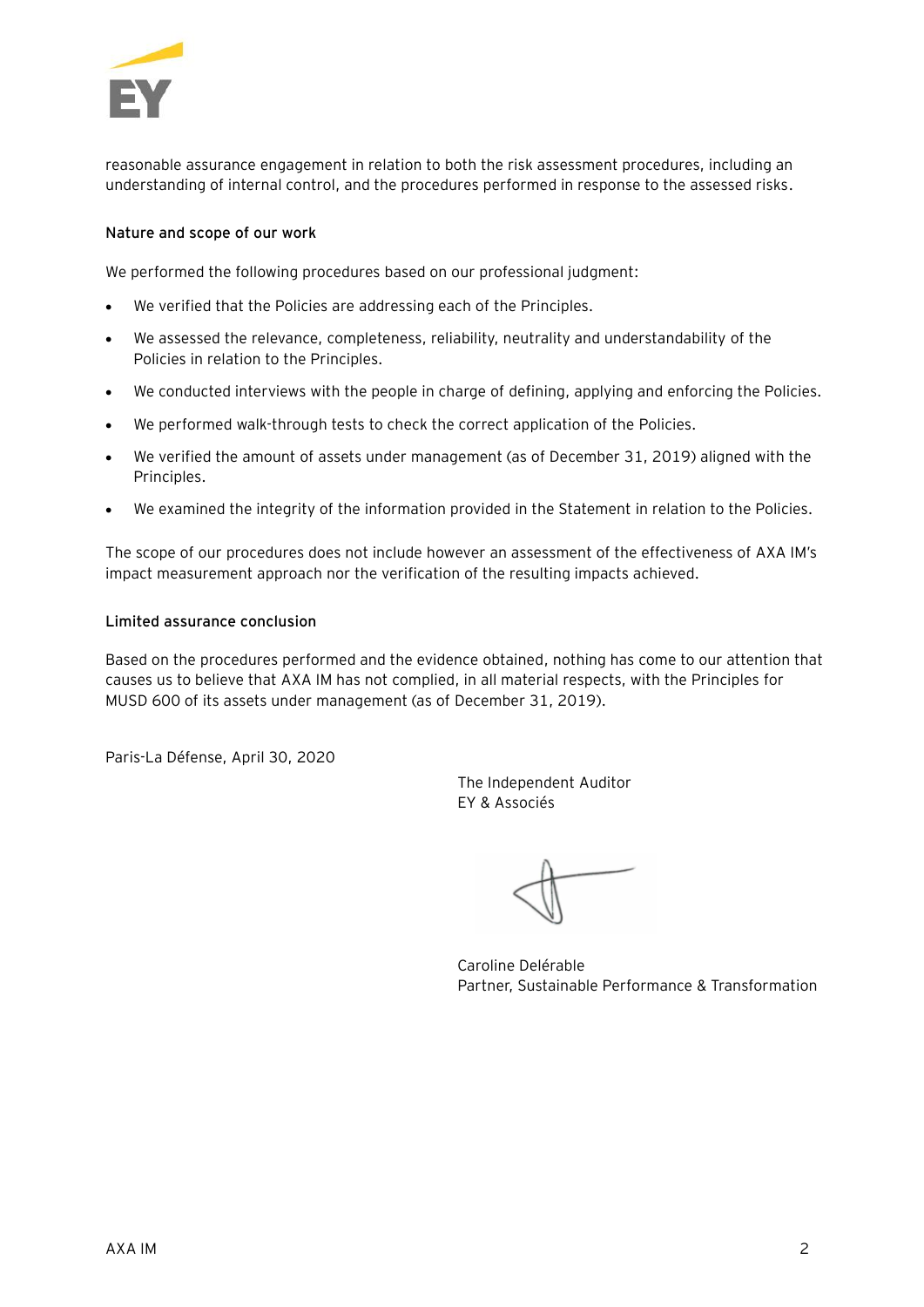reasonable assurance engagement in relation to both the risk assessment procedures, including an understanding of internal control, and the procedures performed in response to the assessed risks.

**Nature and scope of our work**

We performed the following procedures based on our professional judgment:

- We verified that the Policies are addressing each of the Principles.
- We assessed the relevance, completeness, reliability, neutrality and understandability of the Policies in relation to the Principles.
- We conducted interviews with the people in charge of defining, applying and enforcing the Policies.
- We performed walk-through tests to check the correct application of the Policies.
- We verified the amount of assets under management (as of December 31, 2019) aligned with the Principles.
- We examined the integrity of the information provided in the Statement in relation to the Policies.

The scope of our procedures does not include however an assessment of the effectiveness of AXA IM's impact measurement approach nor the verification of the resulting impacts achieved.

**Limited assurance conclusion**

Based on the procedures performed and the evidence obtained, nothing has come to our attention that causes us to believe that AXA IM has not complied, in all material respects, with the Principles for MUSD 600 of its assets under management (as of December 31, 2019).

Paris-La Défense, April 30, 2020

The Independent Auditor
EY & Associés

Caroline Delérable
Partner, Sustainable Performance & Transformation